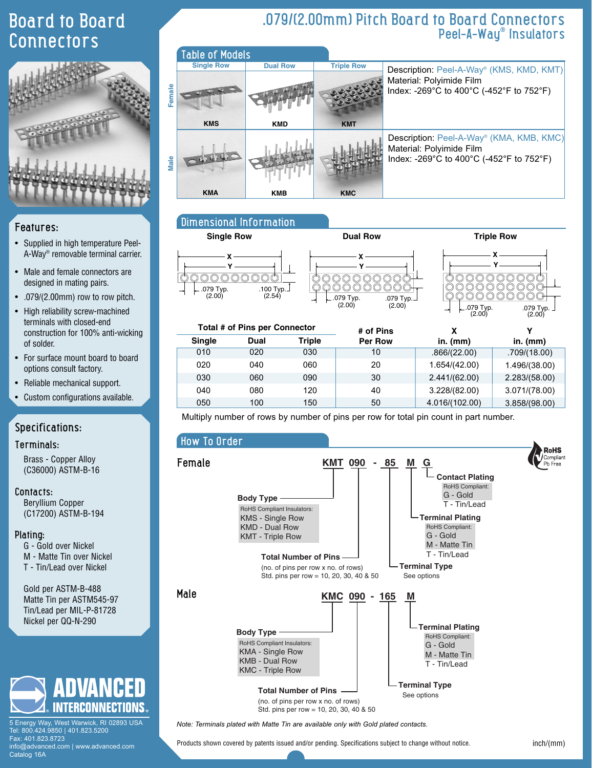# Board to Board Connectors

## .079/(2.00mm) Pitch Board to Board Connectors
### Peel-A-Way® Insulators

## Features:

- Supplied in high temperature Peel-A-Way® removable terminal carrier.
- Male and female connectors are designed in mating pairs.
- .079/(2.00mm) row to row pitch.
- High reliability screw-machined terminals with closed-end construction for 100% anti-wicking of solder.
- For surface mount board to board options consult factory.
- Reliable mechanical support.
- Custom configurations available.

## Specifications:

### Terminals:
Brass - Copper Alloy (C36000) ASTM-B-16

### Contacts:
Beryllium Copper (C17200) ASTM-B-194

### Plating:
G - Gold over Nickel
M - Matte Tin over Nickel
T - Tin/Lead over Nickel

Gold per ASTM-B-488
Matte Tin per ASTM545-97
Tin/Lead per MIL-P-81728
Nickel per QQ-N-290

ADVANCED INTERCONNECTIONS
5 Energy Way, West Warwick, RI 02893 USA
Tel: 800.424.9850 | 401.823.5200
Fax: 401.823.8723
info@advanced.com | www.advanced.com
Catalog 16A

## Table of Models

| | Single Row | Dual Row | Triple Row | |
|---|---|---|---|---|
| Female | KMS | KMD | KMT | Description: Peel-A-Way® (KMS, KMD, KMT)<br>Material: Polyimide Film<br>Index: -269°C to 400°C (-452°F to 752°F) |
| Male | KMA | KMB | KMC | Description: Peel-A-Way® (KMA, KMB, KMC)<br>Material: Polyimide Film<br>Index: -269°C to 400°C (-452°F to 752°F) |

## Dimensional Information

Single Row: X, Y; .079 Typ. (2.00); .100 Typ. (2.54)

Dual Row: X, Y; .079 Typ. (2.00); .079 Typ. (2.00)

Triple Row: X, Y; .079 Typ. (2.00); .079 Typ. (2.00)

| Total # of Pins per Connector | | | # of Pins Per Row | X in. (mm) | Y in. (mm) |
|---|---|---|---|---|---|
| Single | Dual | Triple | | | |
| 010 | 020 | 030 | 10 | .866/(22.00) | .709/(18.00) |
| 020 | 040 | 060 | 20 | 1.654/(42.00) | 1.496/(38.00) |
| 030 | 060 | 090 | 30 | 2.441/(62.00) | 2.283/(58.00) |
| 040 | 080 | 120 | 40 | 3.228/(82.00) | 3.071/(78.00) |
| 050 | 100 | 150 | 50 | 4.016/(102.00) | 3.858/(98.00) |

Multiply number of rows by number of pins per row for total pin count in part number.

## How To Order

RoHS Compliant Pb Free

### Female

**KMT 090 - 85 M G**

- **Body Type**
  RoHS Compliant Insulators:
  KMS - Single Row
  KMD - Dual Row
  KMT - Triple Row
- **Total Number of Pins**
  (no. of pins per row x no. of rows)
  Std. pins per row = 10, 20, 30, 40 & 50
- **Terminal Type**
  See options
- **Terminal Plating**
  RoHS Compliant:
  G - Gold
  M - Matte Tin
  T - Tin/Lead
- **Contact Plating**
  RoHS Compliant:
  G - Gold
  T - Tin/Lead

### Male

**KMC 090 - 165 M**

- **Body Type**
  RoHS Compliant Insulators:
  KMA - Single Row
  KMB - Dual Row
  KMC - Triple Row
- **Total Number of Pins**
  (no. of pins per row x no. of rows)
  Std. pins per row = 10, 20, 30, 40 & 50
- **Terminal Type**
  See options
- **Terminal Plating**
  RoHS Compliant:
  G - Gold
  M - Matte Tin
  T - Tin/Lead

*Note: Terminals plated with Matte Tin are available only with Gold plated contacts.*

Products shown covered by patents issued and/or pending. Specifications subject to change without notice.

inch/(mm)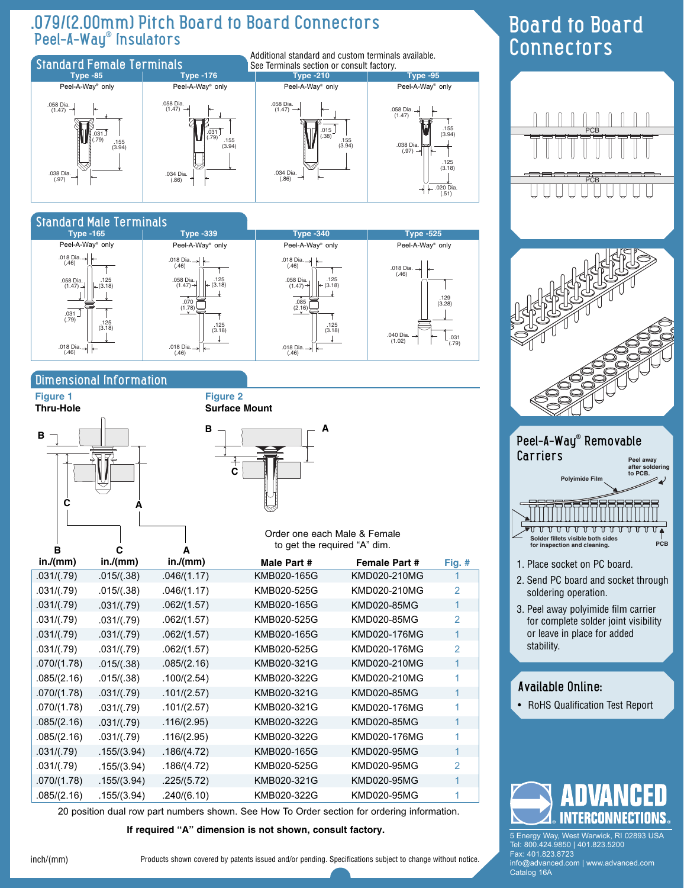# .079/(2.00mm) Pitch Board to Board Connectors
## Peel-A-Way® Insulators

# Board to Board Connectors

Additional standard and custom terminals available. See Terminals section or consult factory.

## Standard Female Terminals

Type -85
Peel-A-Way® only
.058 Dia. (1.47)
.031 (.79)
.155 (3.94)
.038 Dia. (.97)

Type -176
Peel-A-Way® only
.058 Dia. (1.47)
.031 (.79)
.155 (3.94)
.034 Dia. (.86)

Type -210
Peel-A-Way® only
.058 Dia. (1.47)
.015 (.38)
.155 (3.94)
.034 Dia. (.86)

Type -95
Peel-A-Way® only
.058 Dia. (1.47)
.155 (3.94)
.038 Dia. (.97)
.125 (3.18)
.020 Dia. (.51)

## Standard Male Terminals

Type -165
Peel-A-Way® only
.018 Dia. (.46)
.058 Dia. (1.47)
.125 (3.18)
.031 (.79)
.125 (3.18)
.018 Dia. (.46)

Type -339
Peel-A-Way® only
.018 Dia. (.46)
.058 Dia. (1.47)
.125 (3.18)
.070 (1.78)
.125 (3.18)
.018 Dia. (.46)

Type -340
Peel-A-Way® only
.018 Dia. (.46)
.058 Dia. (1.47)
.125 (3.18)
.085 (2.16)
.125 (3.18)
.018 Dia. (.46)

Type -525
Peel-A-Way® only
.018 Dia. (.46)
.129 (3.28)
.040 Dia. (1.02)
.031 (.79)

## Dimensional Information

**Figure 1**
**Thru-Hole**

B
C
A

**Figure 2**
**Surface Mount**

B
A
C

Order one each Male & Female to get the required "A" dim.

| B in./(mm) | C in./(mm) | A in./(mm) | Male Part # | Female Part # | Fig. # |
|---|---|---|---|---|---|
| .031/(.79) | .015/(.38) | .046/(1.17) | KMB020-165G | KMD020-210MG | 1 |
| .031/(.79) | .015/(.38) | .046/(1.17) | KMB020-525G | KMD020-210MG | 2 |
| .031/(.79) | .031/(.79) | .062/(1.57) | KMB020-165G | KMD020-85MG | 1 |
| .031/(.79) | .031/(.79) | .062/(1.57) | KMB020-525G | KMD020-85MG | 2 |
| .031/(.79) | .031/(.79) | .062/(1.57) | KMB020-165G | KMD020-176MG | 1 |
| .031/(.79) | .031/(.79) | .062/(1.57) | KMB020-525G | KMD020-176MG | 2 |
| .070/(1.78) | .015/(.38) | .085/(2.16) | KMB020-321G | KMD020-210MG | 1 |
| .085/(2.16) | .015/(.38) | .100/(2.54) | KMB020-322G | KMD020-210MG | 1 |
| .070/(1.78) | .031/(.79) | .101/(2.57) | KMB020-321G | KMD020-85MG | 1 |
| .070/(1.78) | .031/(.79) | .101/(2.57) | KMB020-321G | KMD020-176MG | 1 |
| .085/(2.16) | .031/(.79) | .116/(2.95) | KMB020-322G | KMD020-85MG | 1 |
| .085/(2.16) | .031/(.79) | .116/(2.95) | KMB020-322G | KMD020-176MG | 1 |
| .031/(.79) | .155/(3.94) | .186/(4.72) | KMB020-165G | KMD020-95MG | 1 |
| .031/(.79) | .155/(3.94) | .186/(4.72) | KMB020-525G | KMD020-95MG | 2 |
| .070/(1.78) | .155/(3.94) | .225/(5.72) | KMB020-321G | KMD020-95MG | 1 |
| .085/(2.16) | .155/(3.94) | .240/(6.10) | KMB020-322G | KMD020-95MG | 1 |

20 position dual row part numbers shown. See How To Order section for ordering information.

**If required "A" dimension is not shown, consult factory.**

inch/(mm)

Products shown covered by patents issued and/or pending. Specifications subject to change without notice.

PCB

PCB

## Peel-A-Way® Removable Carriers

Polyimide Film

Peel away after soldering to PCB.

Solder fillets visible both sides for inspection and cleaning.

PCB

1. Place socket on PC board.
2. Send PC board and socket through soldering operation.
3. Peel away polyimide film carrier for complete solder joint visibility or leave in place for added stability.

## Available Online:

- RoHS Qualification Test Report

ADVANCED INTERCONNECTIONS.

5 Energy Way, West Warwick, RI 02893 USA
Tel: 800.424.9850 | 401.823.5200
Fax: 401.823.8723
info@advanced.com | www.advanced.com
Catalog 16A